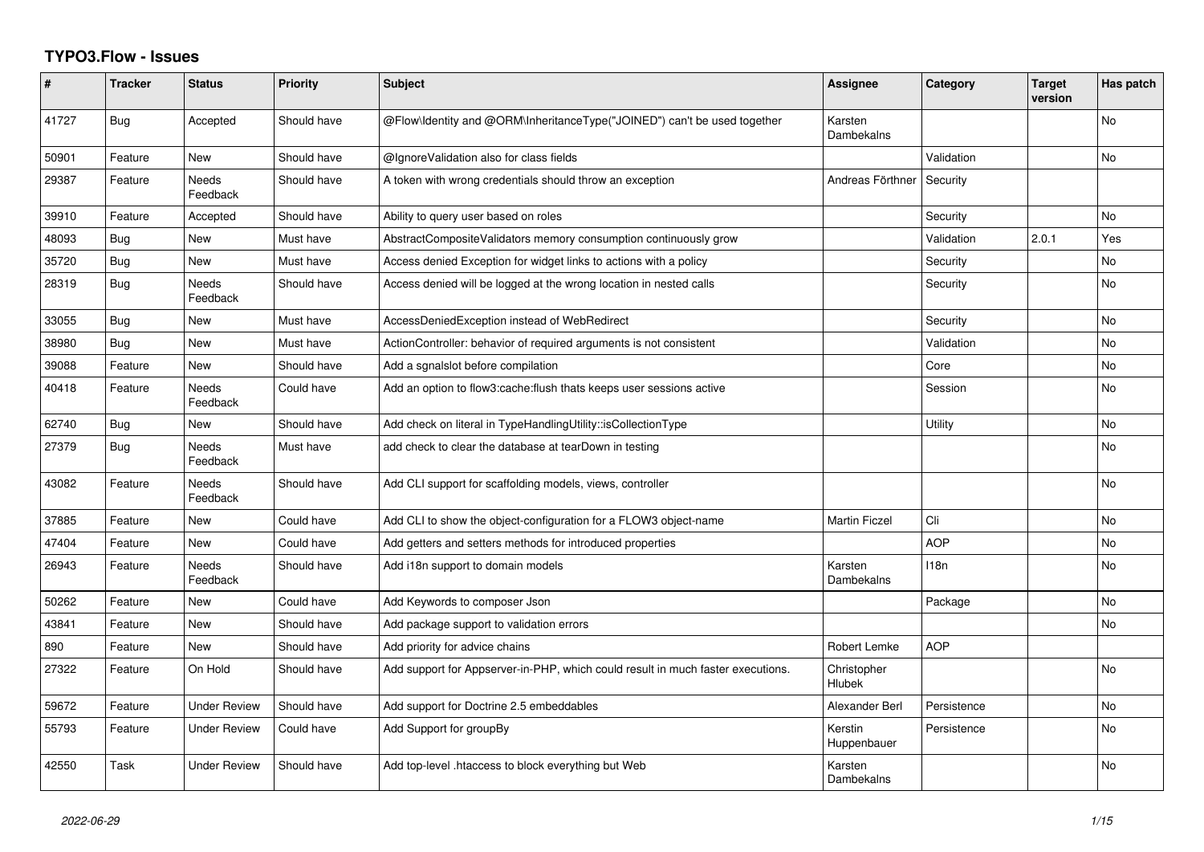# TYPO3.Flow - Issues

| # | Tracker | Status | Priority | Subject | Assignee | Category | Target version | Has patch |
|---|---|---|---|---|---|---|---|---|
| 41727 | Bug | Accepted | Should have | @Flow\Identity and @ORM\InheritanceType("JOINED") can't be used together | Karsten Dambekalns | | | No |
| 50901 | Feature | New | Should have | @IgnoreValidation also for class fields | | Validation | | No |
| 29387 | Feature | Needs Feedback | Should have | A token with wrong credentials should throw an exception | Andreas Förthner | Security | | |
| 39910 | Feature | Accepted | Should have | Ability to query user based on roles | | Security | | No |
| 48093 | Bug | New | Must have | AbstractCompositeValidators memory consumption continuously grow | | Validation | 2.0.1 | Yes |
| 35720 | Bug | New | Must have | Access denied Exception for widget links to actions with a policy | | Security | | No |
| 28319 | Bug | Needs Feedback | Should have | Access denied will be logged at the wrong location in nested calls | | Security | | No |
| 33055 | Bug | New | Must have | AccessDeniedException instead of WebRedirect | | Security | | No |
| 38980 | Bug | New | Must have | ActionController: behavior of required arguments is not consistent | | Validation | | No |
| 39088 | Feature | New | Should have | Add a sgnalslot before compilation | | Core | | No |
| 40418 | Feature | Needs Feedback | Could have | Add an option to flow3:cache:flush thats keeps user sessions active | | Session | | No |
| 62740 | Bug | New | Should have | Add check on literal in TypeHandlingUtility::isCollectionType | | Utility | | No |
| 27379 | Bug | Needs Feedback | Must have | add check to clear the database at tearDown in testing | | | | No |
| 43082 | Feature | Needs Feedback | Should have | Add CLI support for scaffolding models, views, controller | | | | No |
| 37885 | Feature | New | Could have | Add CLI to show the object-configuration for a FLOW3 object-name | Martin Ficzel | Cli | | No |
| 47404 | Feature | New | Could have | Add getters and setters methods for introduced properties | | AOP | | No |
| 26943 | Feature | Needs Feedback | Should have | Add i18n support to domain models | Karsten Dambekalns | I18n | | No |
| 50262 | Feature | New | Could have | Add Keywords to composer Json | | Package | | No |
| 43841 | Feature | New | Should have | Add package support to validation errors | | | | No |
| 890 | Feature | New | Should have | Add priority for advice chains | Robert Lemke | AOP | | |
| 27322 | Feature | On Hold | Should have | Add support for Appserver-in-PHP, which could result in much faster executions. | Christopher Hlubek | | | No |
| 59672 | Feature | Under Review | Should have | Add support for Doctrine 2.5 embeddables | Alexander Berl | Persistence | | No |
| 55793 | Feature | Under Review | Could have | Add Support for groupBy | Kerstin Huppenbauer | Persistence | | No |
| 42550 | Task | Under Review | Should have | Add top-level .htaccess to block everything but Web | Karsten Dambekalns | | | No |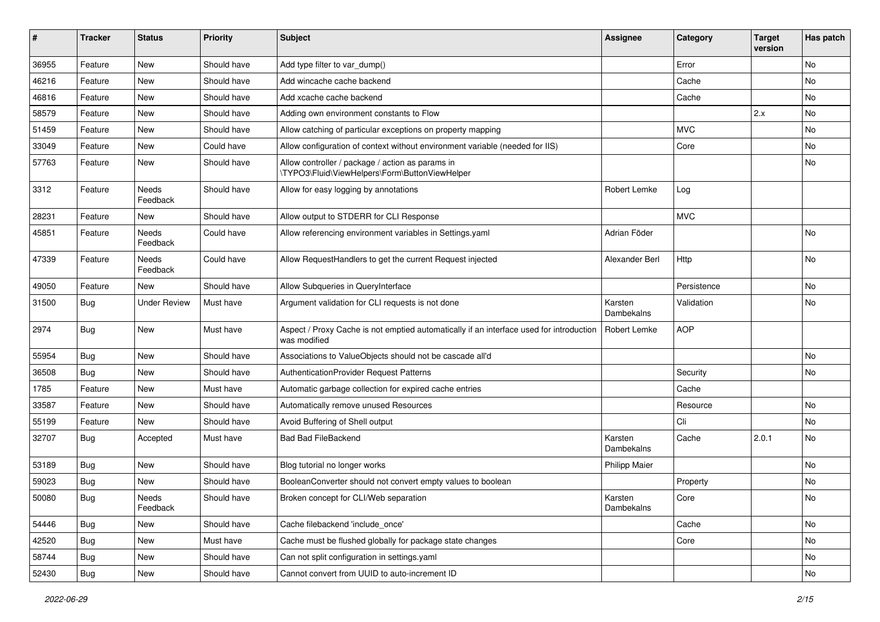| # | Tracker | Status | Priority | Subject | Assignee | Category | Target version | Has patch |
|---|---|---|---|---|---|---|---|---|
| 36955 | Feature | New | Should have | Add type filter to var_dump() | | Error | | No |
| 46216 | Feature | New | Should have | Add wincache cache backend | | Cache | | No |
| 46816 | Feature | New | Should have | Add xcache cache backend | | Cache | | No |
| 58579 | Feature | New | Should have | Adding own environment constants to Flow | | | 2.x | No |
| 51459 | Feature | New | Should have | Allow catching of particular exceptions on property mapping | | MVC | | No |
| 33049 | Feature | New | Could have | Allow configuration of context without environment variable (needed for IIS) | | Core | | No |
| 57763 | Feature | New | Should have | Allow controller / package / action as params in \TYPO3\Fluid\ViewHelpers\Form\ButtonViewHelper | | | | No |
| 3312 | Feature | Needs Feedback | Should have | Allow for easy logging by annotations | Robert Lemke | Log | | |
| 28231 | Feature | New | Should have | Allow output to STDERR for CLI Response | | MVC | | |
| 45851 | Feature | Needs Feedback | Could have | Allow referencing environment variables in Settings.yaml | Adrian Föder | | | No |
| 47339 | Feature | Needs Feedback | Could have | Allow RequestHandlers to get the current Request injected | Alexander Berl | Http | | No |
| 49050 | Feature | New | Should have | Allow Subqueries in QueryInterface | | Persistence | | No |
| 31500 | Bug | Under Review | Must have | Argument validation for CLI requests is not done | Karsten Dambekalns | Validation | | No |
| 2974 | Bug | New | Must have | Aspect / Proxy Cache is not emptied automatically if an interface used for introduction was modified | Robert Lemke | AOP | | |
| 55954 | Bug | New | Should have | Associations to ValueObjects should not be cascade all'd | | | | No |
| 36508 | Bug | New | Should have | AuthenticationProvider Request Patterns | | Security | | No |
| 1785 | Feature | New | Must have | Automatic garbage collection for expired cache entries | | Cache | | |
| 33587 | Feature | New | Should have | Automatically remove unused Resources | | Resource | | No |
| 55199 | Feature | New | Should have | Avoid Buffering of Shell output | | Cli | | No |
| 32707 | Bug | Accepted | Must have | Bad Bad FileBackend | Karsten Dambekalns | Cache | 2.0.1 | No |
| 53189 | Bug | New | Should have | Blog tutorial no longer works | Philipp Maier | | | No |
| 59023 | Bug | New | Should have | BooleanConverter should not convert empty values to boolean | | Property | | No |
| 50080 | Bug | Needs Feedback | Should have | Broken concept for CLI/Web separation | Karsten Dambekalns | Core | | No |
| 54446 | Bug | New | Should have | Cache filebackend 'include_once' | | Cache | | No |
| 42520 | Bug | New | Must have | Cache must be flushed globally for package state changes | | Core | | No |
| 58744 | Bug | New | Should have | Can not split configuration in settings.yaml | | | | No |
| 52430 | Bug | New | Should have | Cannot convert from UUID to auto-increment ID | | | | No |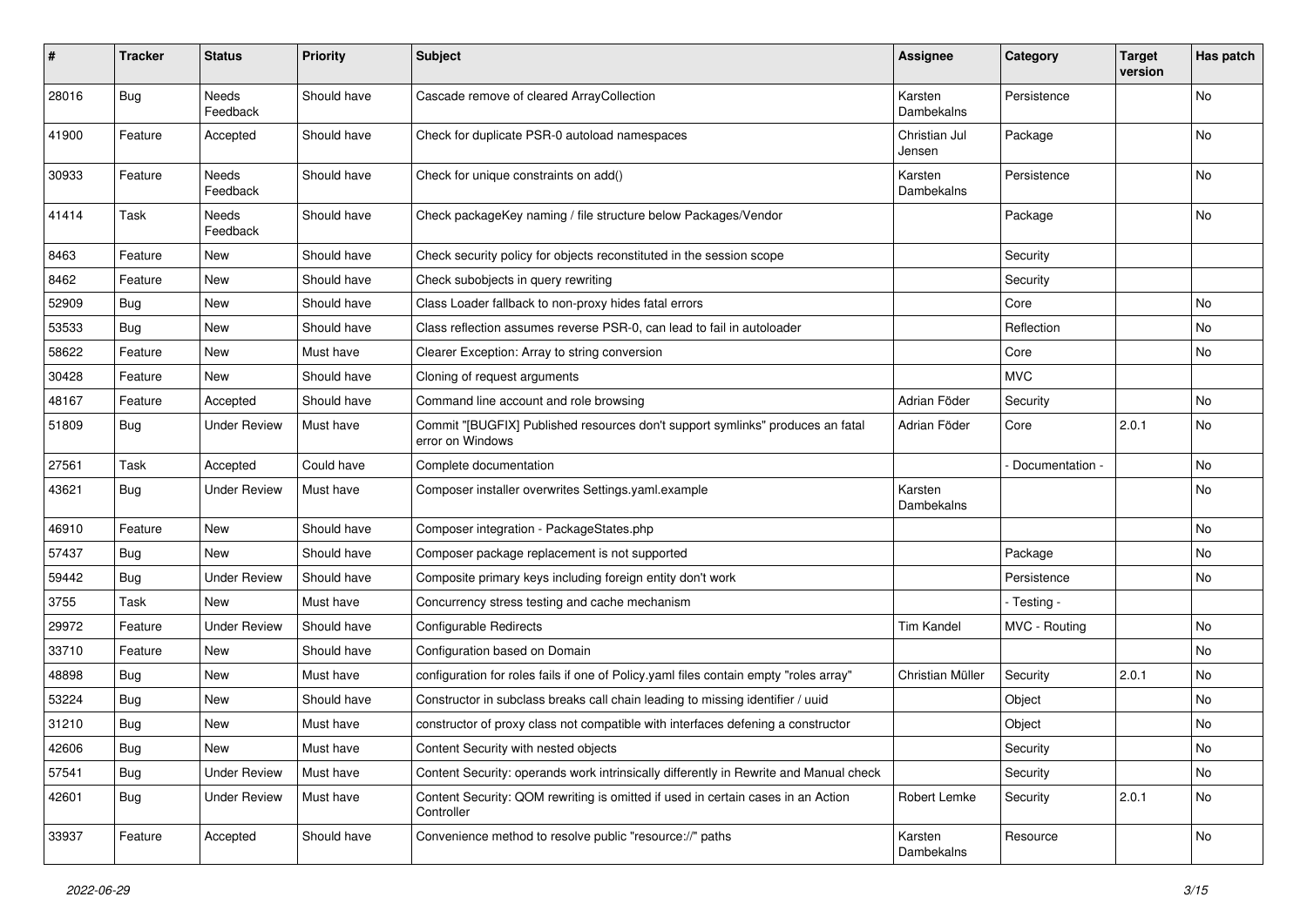| # | Tracker | Status | Priority | Subject | Assignee | Category | Target version | Has patch |
|---|---|---|---|---|---|---|---|---|
| 28016 | Bug | Needs Feedback | Should have | Cascade remove of cleared ArrayCollection | Karsten Dambekalns | Persistence | | No |
| 41900 | Feature | Accepted | Should have | Check for duplicate PSR-0 autoload namespaces | Christian Jul Jensen | Package | | No |
| 30933 | Feature | Needs Feedback | Should have | Check for unique constraints on add() | Karsten Dambekalns | Persistence | | No |
| 41414 | Task | Needs Feedback | Should have | Check packageKey naming / file structure below Packages/Vendor | | Package | | No |
| 8463 | Feature | New | Should have | Check security policy for objects reconstituted in the session scope | | Security | | |
| 8462 | Feature | New | Should have | Check subobjects in query rewriting | | Security | | |
| 52909 | Bug | New | Should have | Class Loader fallback to non-proxy hides fatal errors | | Core | | No |
| 53533 | Bug | New | Should have | Class reflection assumes reverse PSR-0, can lead to fail in autoloader | | Reflection | | No |
| 58622 | Feature | New | Must have | Clearer Exception: Array to string conversion | | Core | | No |
| 30428 | Feature | New | Should have | Cloning of request arguments | | MVC | | |
| 48167 | Feature | Accepted | Should have | Command line account and role browsing | Adrian Föder | Security | | No |
| 51809 | Bug | Under Review | Must have | Commit "[BUGFIX] Published resources don't support symlinks" produces an fatal error on Windows | Adrian Föder | Core | 2.0.1 | No |
| 27561 | Task | Accepted | Could have | Complete documentation | | - Documentation - | | No |
| 43621 | Bug | Under Review | Must have | Composer installer overwrites Settings.yaml.example | Karsten Dambekalns | | | No |
| 46910 | Feature | New | Should have | Composer integration - PackageStates.php | | | | No |
| 57437 | Bug | New | Should have | Composer package replacement is not supported | | Package | | No |
| 59442 | Bug | Under Review | Should have | Composite primary keys including foreign entity don't work | | Persistence | | No |
| 3755 | Task | New | Must have | Concurrency stress testing and cache mechanism | | - Testing - | | |
| 29972 | Feature | Under Review | Should have | Configurable Redirects | Tim Kandel | MVC - Routing | | No |
| 33710 | Feature | New | Should have | Configuration based on Domain | | | | No |
| 48898 | Bug | New | Must have | configuration for roles fails if one of Policy.yaml files contain empty "roles array" | Christian Müller | Security | 2.0.1 | No |
| 53224 | Bug | New | Should have | Constructor in subclass breaks call chain leading to missing identifier / uuid | | Object | | No |
| 31210 | Bug | New | Must have | constructor of proxy class not compatible with interfaces defening a constructor | | Object | | No |
| 42606 | Bug | New | Must have | Content Security with nested objects | | Security | | No |
| 57541 | Bug | Under Review | Must have | Content Security: operands work intrinsically differently in Rewrite and Manual check | | Security | | No |
| 42601 | Bug | Under Review | Must have | Content Security: QOM rewriting is omitted if used in certain cases in an Action Controller | Robert Lemke | Security | 2.0.1 | No |
| 33937 | Feature | Accepted | Should have | Convenience method to resolve public "resource://" paths | Karsten Dambekalns | Resource | | No |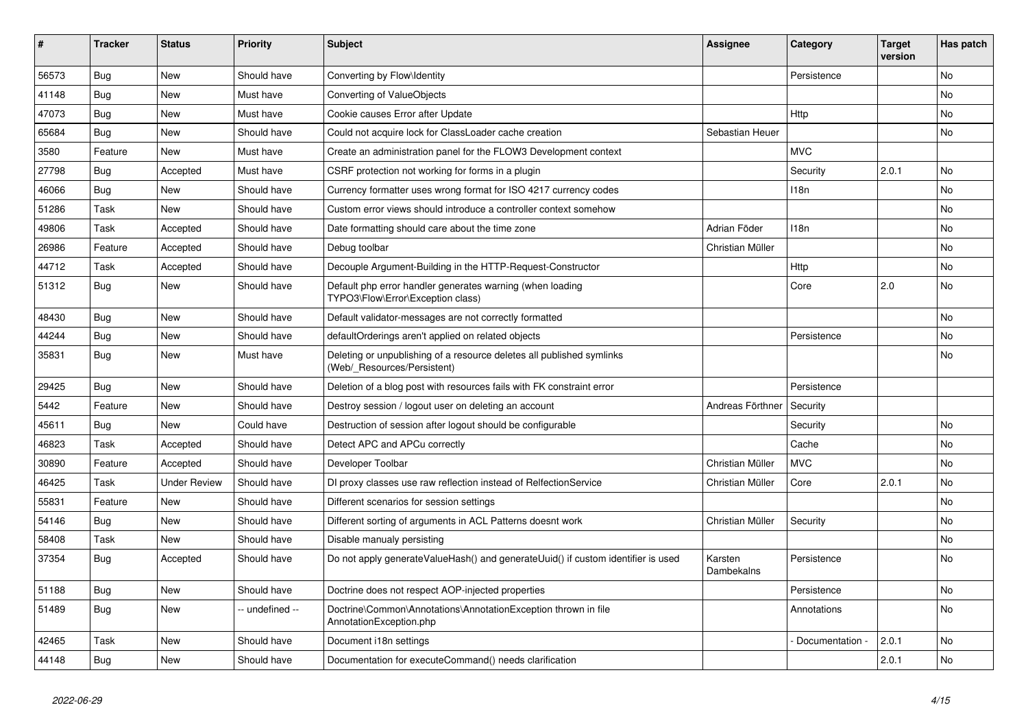| # | Tracker | Status | Priority | Subject | Assignee | Category | Target version | Has patch |
|---|---|---|---|---|---|---|---|---|
| 56573 | Bug | New | Should have | Converting by Flow\Identity | | Persistence | | No |
| 41148 | Bug | New | Must have | Converting of ValueObjects | | | | No |
| 47073 | Bug | New | Must have | Cookie causes Error after Update | | Http | | No |
| 65684 | Bug | New | Should have | Could not acquire lock for ClassLoader cache creation | Sebastian Heuer | | | No |
| 3580 | Feature | New | Must have | Create an administration panel for the FLOW3 Development context | | MVC | | |
| 27798 | Bug | Accepted | Must have | CSRF protection not working for forms in a plugin | | Security | 2.0.1 | No |
| 46066 | Bug | New | Should have | Currency formatter uses wrong format for ISO 4217 currency codes | | I18n | | No |
| 51286 | Task | New | Should have | Custom error views should introduce a controller context somehow | | | | No |
| 49806 | Task | Accepted | Should have | Date formatting should care about the time zone | Adrian Föder | I18n | | No |
| 26986 | Feature | Accepted | Should have | Debug toolbar | Christian Müller | | | No |
| 44712 | Task | Accepted | Should have | Decouple Argument-Building in the HTTP-Request-Constructor | | Http | | No |
| 51312 | Bug | New | Should have | Default php error handler generates warning (when loading TYPO3\Flow\Error\Exception class) | | Core | 2.0 | No |
| 48430 | Bug | New | Should have | Default validator-messages are not correctly formatted | | | | No |
| 44244 | Bug | New | Should have | defaultOrderings aren't applied on related objects | | Persistence | | No |
| 35831 | Bug | New | Must have | Deleting or unpublishing of a resource deletes all published symlinks (Web/_Resources/Persistent) | | | | No |
| 29425 | Bug | New | Should have | Deletion of a blog post with resources fails with FK constraint error | | Persistence | | |
| 5442 | Feature | New | Should have | Destroy session / logout user on deleting an account | Andreas Förthner | Security | | |
| 45611 | Bug | New | Could have | Destruction of session after logout should be configurable | | Security | | No |
| 46823 | Task | Accepted | Should have | Detect APC and APCu correctly | | Cache | | No |
| 30890 | Feature | Accepted | Should have | Developer Toolbar | Christian Müller | MVC | | No |
| 46425 | Task | Under Review | Should have | DI proxy classes use raw reflection instead of RelfectionService | Christian Müller | Core | 2.0.1 | No |
| 55831 | Feature | New | Should have | Different scenarios for session settings | | | | No |
| 54146 | Bug | New | Should have | Different sorting of arguments in ACL Patterns doesnt work | Christian Müller | Security | | No |
| 58408 | Task | New | Should have | Disable manualy persisting | | | | No |
| 37354 | Bug | Accepted | Should have | Do not apply generateValueHash() and generateUuid() if custom identifier is used | Karsten Dambekalns | Persistence | | No |
| 51188 | Bug | New | Should have | Doctrine does not respect AOP-injected properties | | Persistence | | No |
| 51489 | Bug | New | -- undefined -- | Doctrine\Common\Annotations\AnnotationException thrown in file AnnotationException.php | | Annotations | | No |
| 42465 | Task | New | Should have | Document i18n settings | | - Documentation - | 2.0.1 | No |
| 44148 | Bug | New | Should have | Documentation for executeCommand() needs clarification | | | 2.0.1 | No |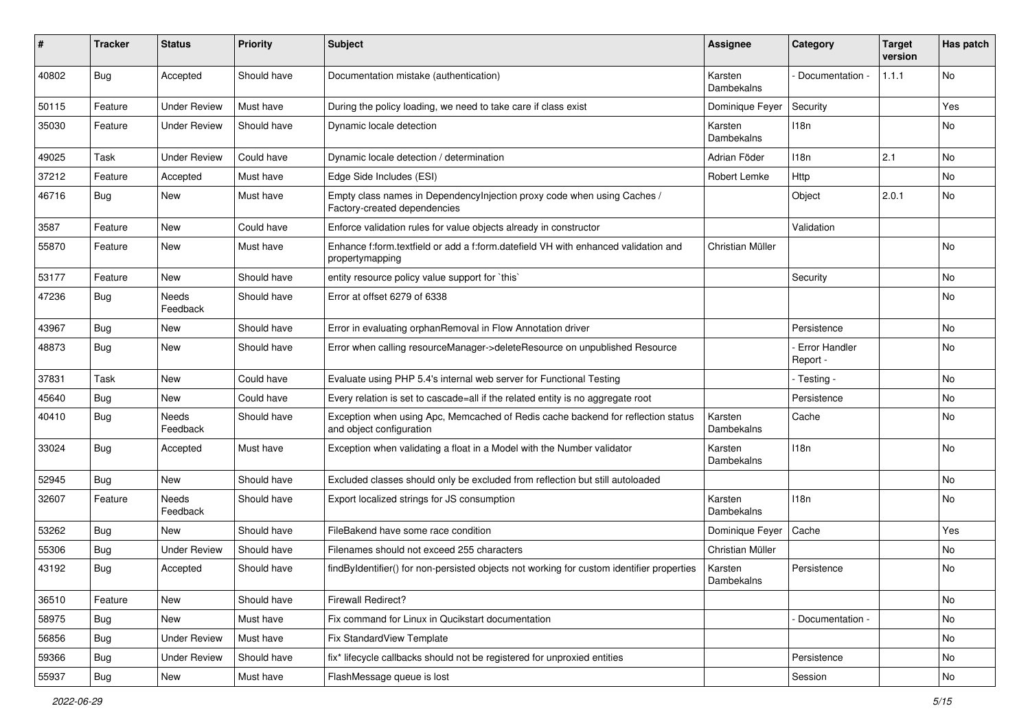| # | Tracker | Status | Priority | Subject | Assignee | Category | Target version | Has patch |
|---|---|---|---|---|---|---|---|---|
| 40802 | Bug | Accepted | Should have | Documentation mistake (authentication) | Karsten Dambekalns | - Documentation - | 1.1.1 | No |
| 50115 | Feature | Under Review | Must have | During the policy loading, we need to take care if class exist | Dominique Feyer | Security | | Yes |
| 35030 | Feature | Under Review | Should have | Dynamic locale detection | Karsten Dambekalns | I18n | | No |
| 49025 | Task | Under Review | Could have | Dynamic locale detection / determination | Adrian Föder | I18n | 2.1 | No |
| 37212 | Feature | Accepted | Must have | Edge Side Includes (ESI) | Robert Lemke | Http | | No |
| 46716 | Bug | New | Must have | Empty class names in DependencyInjection proxy code when using Caches / Factory-created dependencies | | Object | 2.0.1 | No |
| 3587 | Feature | New | Could have | Enforce validation rules for value objects already in constructor | | Validation | | |
| 55870 | Feature | New | Must have | Enhance f:form.textfield or add a f:form.datefield VH with enhanced validation and propertymapping | Christian Müller | | | No |
| 53177 | Feature | New | Should have | entity resource policy value support for `this` | | Security | | No |
| 47236 | Bug | Needs Feedback | Should have | Error at offset 6279 of 6338 | | | | No |
| 43967 | Bug | New | Should have | Error in evaluating orphanRemoval in Flow Annotation driver | | Persistence | | No |
| 48873 | Bug | New | Should have | Error when calling resourceManager->deleteResource on unpublished Resource | | - Error Handler Report - | | No |
| 37831 | Task | New | Could have | Evaluate using PHP 5.4's internal web server for Functional Testing | | - Testing - | | No |
| 45640 | Bug | New | Could have | Every relation is set to cascade=all if the related entity is no aggregate root | | Persistence | | No |
| 40410 | Bug | Needs Feedback | Should have | Exception when using Apc, Memcached of Redis cache backend for reflection status and object configuration | Karsten Dambekalns | Cache | | No |
| 33024 | Bug | Accepted | Must have | Exception when validating a float in a Model with the Number validator | Karsten Dambekalns | I18n | | No |
| 52945 | Bug | New | Should have | Excluded classes should only be excluded from reflection but still autoloaded | | | | No |
| 32607 | Feature | Needs Feedback | Should have | Export localized strings for JS consumption | Karsten Dambekalns | I18n | | No |
| 53262 | Bug | New | Should have | FileBakend have some race condition | Dominique Feyer | Cache | | Yes |
| 55306 | Bug | Under Review | Should have | Filenames should not exceed 255 characters | Christian Müller | | | No |
| 43192 | Bug | Accepted | Should have | findByIdentifier() for non-persisted objects not working for custom identifier properties | Karsten Dambekalns | Persistence | | No |
| 36510 | Feature | New | Should have | Firewall Redirect? | | | | No |
| 58975 | Bug | New | Must have | Fix command for Linux in Qucikstart documentation | | - Documentation - | | No |
| 56856 | Bug | Under Review | Must have | Fix StandardView Template | | | | No |
| 59366 | Bug | Under Review | Should have | fix* lifecycle callbacks should not be registered for unproxied entities | | Persistence | | No |
| 55937 | Bug | New | Must have | FlashMessage queue is lost | | Session | | No |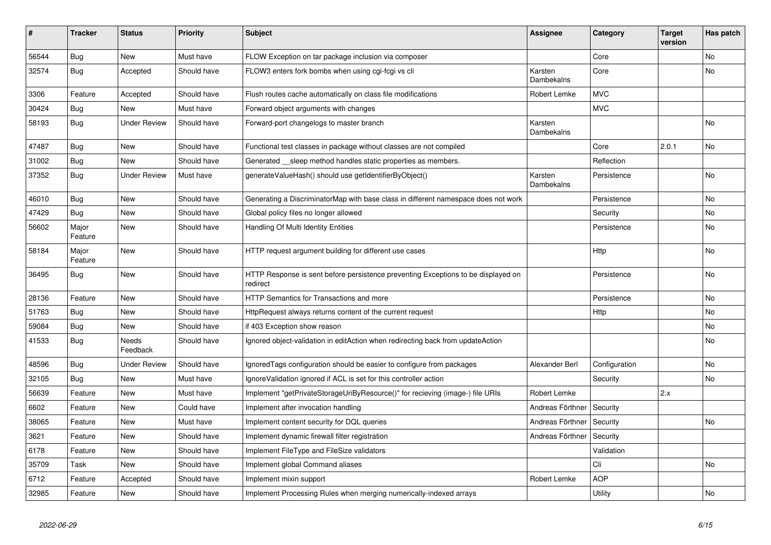| # | Tracker | Status | Priority | Subject | Assignee | Category | Target version | Has patch |
|---|---|---|---|---|---|---|---|---|
| 56544 | Bug | New | Must have | FLOW Exception on tar package inclusion via composer | | Core | | No |
| 32574 | Bug | Accepted | Should have | FLOW3 enters fork bombs when using cgi-fcgi vs cli | Karsten Dambekalns | Core | | No |
| 3306 | Feature | Accepted | Should have | Flush routes cache automatically on class file modifications | Robert Lemke | MVC | | |
| 30424 | Bug | New | Must have | Forward object arguments with changes | | MVC | | |
| 58193 | Bug | Under Review | Should have | Forward-port changelogs to master branch | Karsten Dambekalns | | | No |
| 47487 | Bug | New | Should have | Functional test classes in package without classes are not compiled | | Core | 2.0.1 | No |
| 31002 | Bug | New | Should have | Generated __sleep method handles static properties as members. | | Reflection | | |
| 37352 | Bug | Under Review | Must have | generateValueHash() should use getIdentifierByObject() | Karsten Dambekalns | Persistence | | No |
| 46010 | Bug | New | Should have | Generating a DiscriminatorMap with base class in different namespace does not work | | Persistence | | No |
| 47429 | Bug | New | Should have | Global policy files no longer allowed | | Security | | No |
| 56602 | Major Feature | New | Should have | Handling Of Multi Identity Entities | | Persistence | | No |
| 58184 | Major Feature | New | Should have | HTTP request argument building for different use cases | | Http | | No |
| 36495 | Bug | New | Should have | HTTP Response is sent before persistence preventing Exceptions to be displayed on redirect | | Persistence | | No |
| 28136 | Feature | New | Should have | HTTP Semantics for Transactions and more | | Persistence | | No |
| 51763 | Bug | New | Should have | HttpRequest always returns content of the current request | | Http | | No |
| 59084 | Bug | New | Should have | if 403 Exception show reason | | | | No |
| 41533 | Bug | Needs Feedback | Should have | Ignored object-validation in editAction when redirecting back from updateAction | | | | No |
| 48596 | Bug | Under Review | Should have | IgnoredTags configuration should be easier to configure from packages | Alexander Berl | Configuration | | No |
| 32105 | Bug | New | Must have | IgnoreValidation ignored if ACL is set for this controller action | | Security | | No |
| 56639 | Feature | New | Must have | Implement "getPrivateStorageUriByResource()" for recieving (image-) file URIs | Robert Lemke | | 2.x | |
| 6602 | Feature | New | Could have | Implement after invocation handling | Andreas Förthner | Security | | |
| 38065 | Feature | New | Must have | Implement content security for DQL queries | Andreas Förthner | Security | | No |
| 3621 | Feature | New | Should have | Implement dynamic firewall filter registration | Andreas Förthner | Security | | |
| 6178 | Feature | New | Should have | Implement FileType and FileSize validators | | Validation | | |
| 35709 | Task | New | Should have | Implement global Command aliases | | Cli | | No |
| 6712 | Feature | Accepted | Should have | Implement mixin support | Robert Lemke | AOP | | |
| 32985 | Feature | New | Should have | Implement Processing Rules when merging numerically-indexed arrays | | Utility | | No |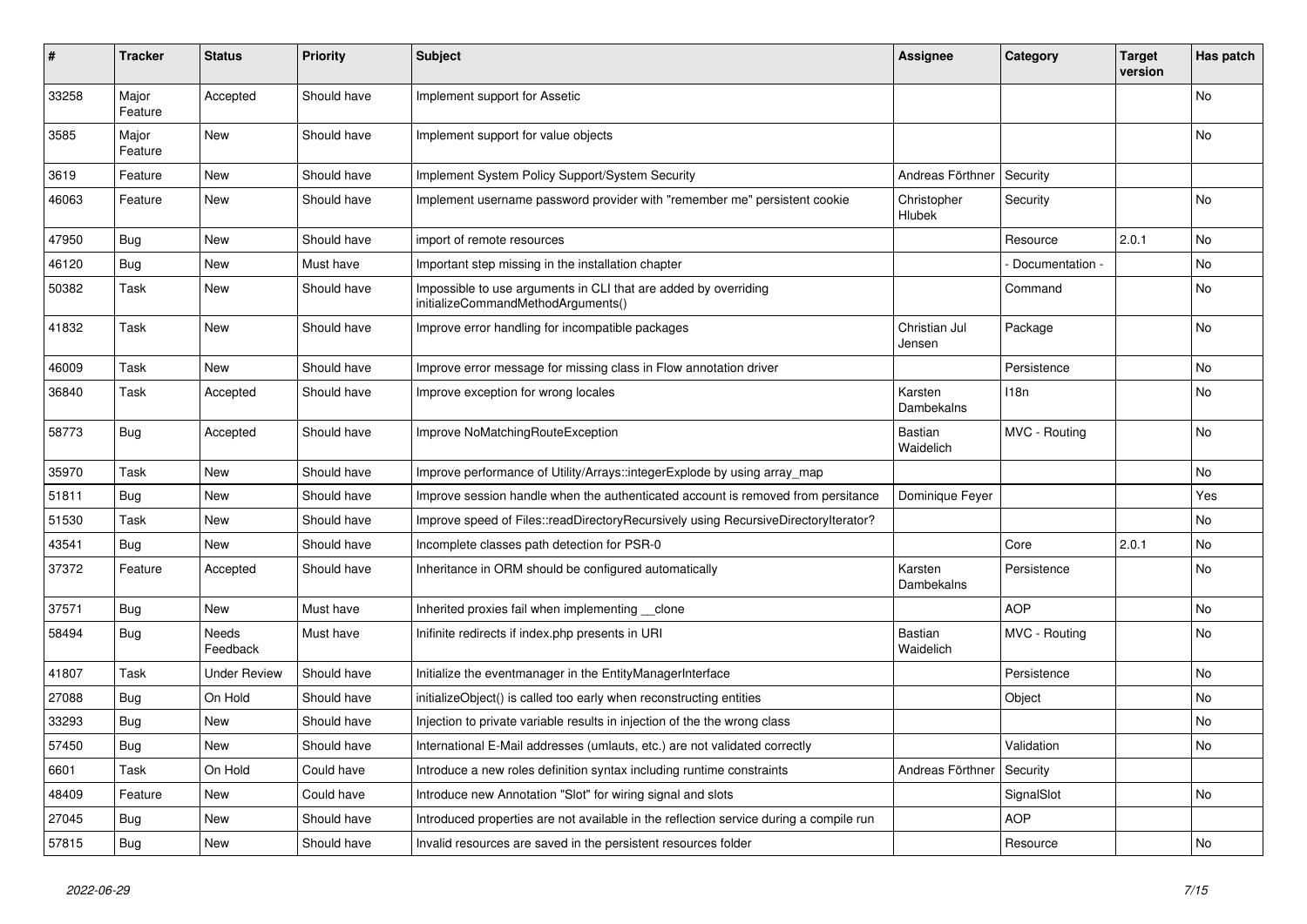| # | Tracker | Status | Priority | Subject | Assignee | Category | Target version | Has patch |
|---|---|---|---|---|---|---|---|---|
| 33258 | Major Feature | Accepted | Should have | Implement support for Assetic | | | | No |
| 3585 | Major Feature | New | Should have | Implement support for value objects | | | | No |
| 3619 | Feature | New | Should have | Implement System Policy Support/System Security | Andreas Förthner | Security | | |
| 46063 | Feature | New | Should have | Implement username password provider with "remember me" persistent cookie | Christopher Hlubek | Security | | No |
| 47950 | Bug | New | Should have | import of remote resources | | Resource | 2.0.1 | No |
| 46120 | Bug | New | Must have | Important step missing in the installation chapter | | - Documentation - | | No |
| 50382 | Task | New | Should have | Impossible to use arguments in CLI that are added by overriding initializeCommandMethodArguments() | | Command | | No |
| 41832 | Task | New | Should have | Improve error handling for incompatible packages | Christian Jul Jensen | Package | | No |
| 46009 | Task | New | Should have | Improve error message for missing class in Flow annotation driver | | Persistence | | No |
| 36840 | Task | Accepted | Should have | Improve exception for wrong locales | Karsten Dambekalns | I18n | | No |
| 58773 | Bug | Accepted | Should have | Improve NoMatchingRouteException | Bastian Waidelich | MVC - Routing | | No |
| 35970 | Task | New | Should have | Improve performance of Utility/Arrays::integerExplode by using array_map | | | | No |
| 51811 | Bug | New | Should have | Improve session handle when the authenticated account is removed from persitance | Dominique Feyer | | | Yes |
| 51530 | Task | New | Should have | Improve speed of Files::readDirectoryRecursively using RecursiveDirectoryIterator? | | | | No |
| 43541 | Bug | New | Should have | Incomplete classes path detection for PSR-0 | | Core | 2.0.1 | No |
| 37372 | Feature | Accepted | Should have | Inheritance in ORM should be configured automatically | Karsten Dambekalns | Persistence | | No |
| 37571 | Bug | New | Must have | Inherited proxies fail when implementing __clone | | AOP | | No |
| 58494 | Bug | Needs Feedback | Must have | Inifinite redirects if index.php presents in URI | Bastian Waidelich | MVC - Routing | | No |
| 41807 | Task | Under Review | Should have | Initialize the eventmanager in the EntityManagerInterface | | Persistence | | No |
| 27088 | Bug | On Hold | Should have | initializeObject() is called too early when reconstructing entities | | Object | | No |
| 33293 | Bug | New | Should have | Injection to private variable results in injection of the the wrong class | | | | No |
| 57450 | Bug | New | Should have | International E-Mail addresses (umlauts, etc.) are not validated correctly | | Validation | | No |
| 6601 | Task | On Hold | Could have | Introduce a new roles definition syntax including runtime constraints | Andreas Förthner | Security | | |
| 48409 | Feature | New | Could have | Introduce new Annotation "Slot" for wiring signal and slots | | SignalSlot | | No |
| 27045 | Bug | New | Should have | Introduced properties are not available in the reflection service during a compile run | | AOP | | |
| 57815 | Bug | New | Should have | Invalid resources are saved in the persistent resources folder | | Resource | | No |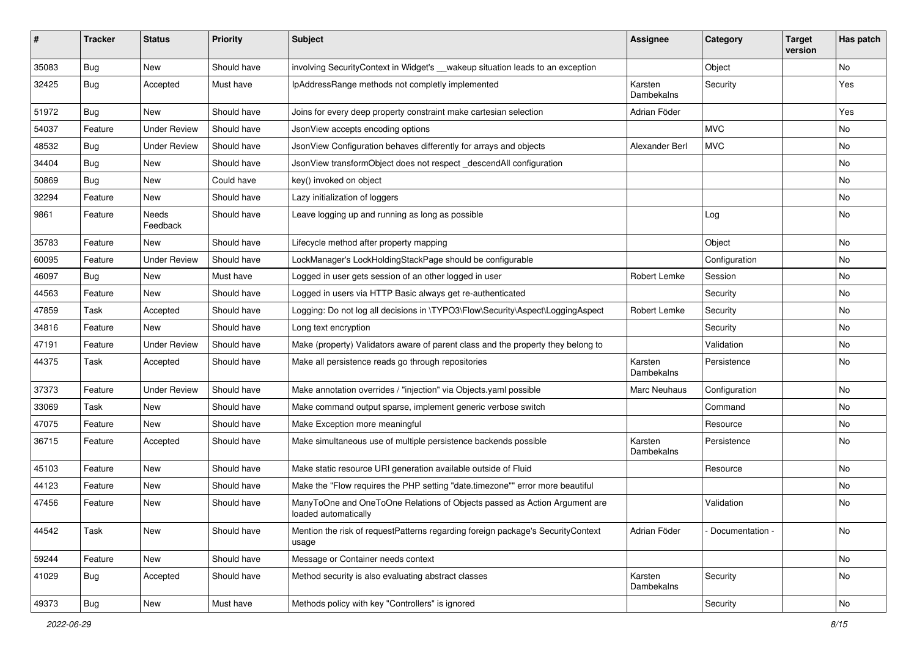| # | Tracker | Status | Priority | Subject | Assignee | Category | Target version | Has patch |
|---|---|---|---|---|---|---|---|---|
| 35083 | Bug | New | Should have | involving SecurityContext in Widget's __wakeup situation leads to an exception | | Object | | No |
| 32425 | Bug | Accepted | Must have | IpAddressRange methods not completly implemented | Karsten Dambekalns | Security | | Yes |
| 51972 | Bug | New | Should have | Joins for every deep property constraint make cartesian selection | Adrian Föder | | | Yes |
| 54037 | Feature | Under Review | Should have | JsonView accepts encoding options | | MVC | | No |
| 48532 | Bug | Under Review | Should have | JsonView Configuration behaves differently for arrays and objects | Alexander Berl | MVC | | No |
| 34404 | Bug | New | Should have | JsonView transformObject does not respect _descendAll configuration | | | | No |
| 50869 | Bug | New | Could have | key() invoked on object | | | | No |
| 32294 | Feature | New | Should have | Lazy initialization of loggers | | | | No |
| 9861 | Feature | Needs Feedback | Should have | Leave logging up and running as long as possible | | Log | | No |
| 35783 | Feature | New | Should have | Lifecycle method after property mapping | | Object | | No |
| 60095 | Feature | Under Review | Should have | LockManager's LockHoldingStackPage should be configurable | | Configuration | | No |
| 46097 | Bug | New | Must have | Logged in user gets session of an other logged in user | Robert Lemke | Session | | No |
| 44563 | Feature | New | Should have | Logged in users via HTTP Basic always get re-authenticated | | Security | | No |
| 47859 | Task | Accepted | Should have | Logging: Do not log all decisions in \TYPO3\Flow\Security\Aspect\LoggingAspect | Robert Lemke | Security | | No |
| 34816 | Feature | New | Should have | Long text encryption | | Security | | No |
| 47191 | Feature | Under Review | Should have | Make (property) Validators aware of parent class and the property they belong to | | Validation | | No |
| 44375 | Task | Accepted | Should have | Make all persistence reads go through repositories | Karsten Dambekalns | Persistence | | No |
| 37373 | Feature | Under Review | Should have | Make annotation overrides / "injection" via Objects.yaml possible | Marc Neuhaus | Configuration | | No |
| 33069 | Task | New | Should have | Make command output sparse, implement generic verbose switch | | Command | | No |
| 47075 | Feature | New | Should have | Make Exception more meaningful | | Resource | | No |
| 36715 | Feature | Accepted | Should have | Make simultaneous use of multiple persistence backends possible | Karsten Dambekalns | Persistence | | No |
| 45103 | Feature | New | Should have | Make static resource URI generation available outside of Fluid | | Resource | | No |
| 44123 | Feature | New | Should have | Make the "Flow requires the PHP setting "date.timezone"" error more beautiful | | | | No |
| 47456 | Feature | New | Should have | ManyToOne and OneToOne Relations of Objects passed as Action Argument are loaded automatically | | Validation | | No |
| 44542 | Task | New | Should have | Mention the risk of requestPatterns regarding foreign package's SecurityContext usage | Adrian Föder | - Documentation - | | No |
| 59244 | Feature | New | Should have | Message or Container needs context | | | | No |
| 41029 | Bug | Accepted | Should have | Method security is also evaluating abstract classes | Karsten Dambekalns | Security | | No |
| 49373 | Bug | New | Must have | Methods policy with key "Controllers" is ignored | | Security | | No |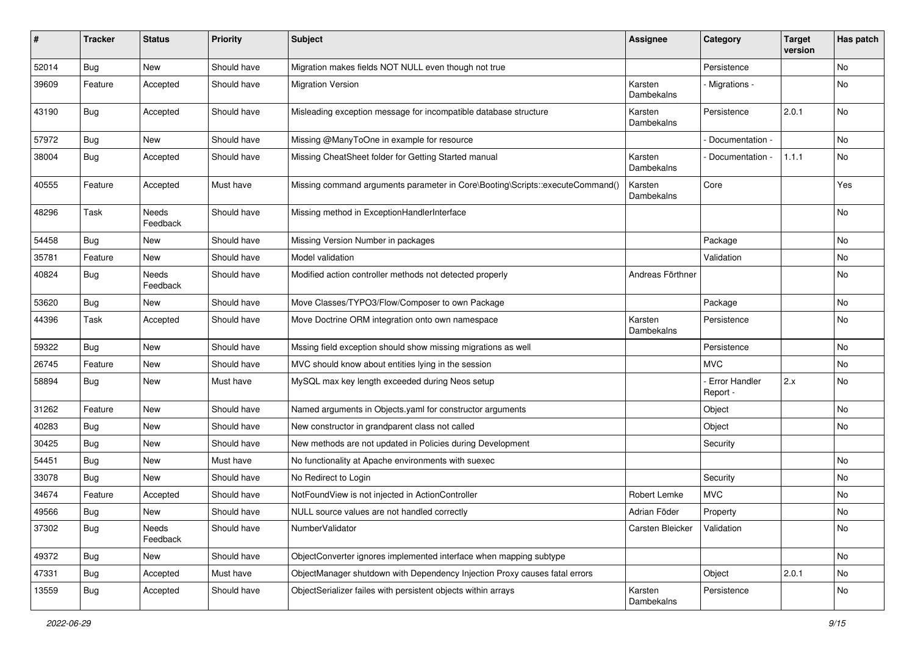| # | Tracker | Status | Priority | Subject | Assignee | Category | Target version | Has patch |
|---|---|---|---|---|---|---|---|---|
| 52014 | Bug | New | Should have | Migration makes fields NOT NULL even though not true | | Persistence | | No |
| 39609 | Feature | Accepted | Should have | Migration Version | Karsten Dambekalns | - Migrations - | | No |
| 43190 | Bug | Accepted | Should have | Misleading exception message for incompatible database structure | Karsten Dambekalns | Persistence | 2.0.1 | No |
| 57972 | Bug | New | Should have | Missing @ManyToOne in example for resource | | - Documentation - | | No |
| 38004 | Bug | Accepted | Should have | Missing CheatSheet folder for Getting Started manual | Karsten Dambekalns | - Documentation - | 1.1.1 | No |
| 40555 | Feature | Accepted | Must have | Missing command arguments parameter in Core\Booting\Scripts::executeCommand() | Karsten Dambekalns | Core | | Yes |
| 48296 | Task | Needs Feedback | Should have | Missing method in ExceptionHandlerInterface | | | | No |
| 54458 | Bug | New | Should have | Missing Version Number in packages | | Package | | No |
| 35781 | Feature | New | Should have | Model validation | | Validation | | No |
| 40824 | Bug | Needs Feedback | Should have | Modified action controller methods not detected properly | Andreas Förthner | | | No |
| 53620 | Bug | New | Should have | Move Classes/TYPO3/Flow/Composer to own Package | | Package | | No |
| 44396 | Task | Accepted | Should have | Move Doctrine ORM integration onto own namespace | Karsten Dambekalns | Persistence | | No |
| 59322 | Bug | New | Should have | Mssing field exception should show missing migrations as well | | Persistence | | No |
| 26745 | Feature | New | Should have | MVC should know about entities lying in the session | | MVC | | No |
| 58894 | Bug | New | Must have | MySQL max key length exceeded during Neos setup | | - Error Handler Report - | 2.x | No |
| 31262 | Feature | New | Should have | Named arguments in Objects.yaml for constructor arguments | | Object | | No |
| 40283 | Bug | New | Should have | New constructor in grandparent class not called | | Object | | No |
| 30425 | Bug | New | Should have | New methods are not updated in Policies during Development | | Security | | |
| 54451 | Bug | New | Must have | No functionality at Apache environments with suexec | | | | No |
| 33078 | Bug | New | Should have | No Redirect to Login | | Security | | No |
| 34674 | Feature | Accepted | Should have | NotFoundView is not injected in ActionController | Robert Lemke | MVC | | No |
| 49566 | Bug | New | Should have | NULL source values are not handled correctly | Adrian Föder | Property | | No |
| 37302 | Bug | Needs Feedback | Should have | NumberValidator | Carsten Bleicker | Validation | | No |
| 49372 | Bug | New | Should have | ObjectConverter ignores implemented interface when mapping subtype | | | | No |
| 47331 | Bug | Accepted | Must have | ObjectManager shutdown with Dependency Injection Proxy causes fatal errors | | Object | 2.0.1 | No |
| 13559 | Bug | Accepted | Should have | ObjectSerializer failes with persistent objects within arrays | Karsten Dambekalns | Persistence | | No |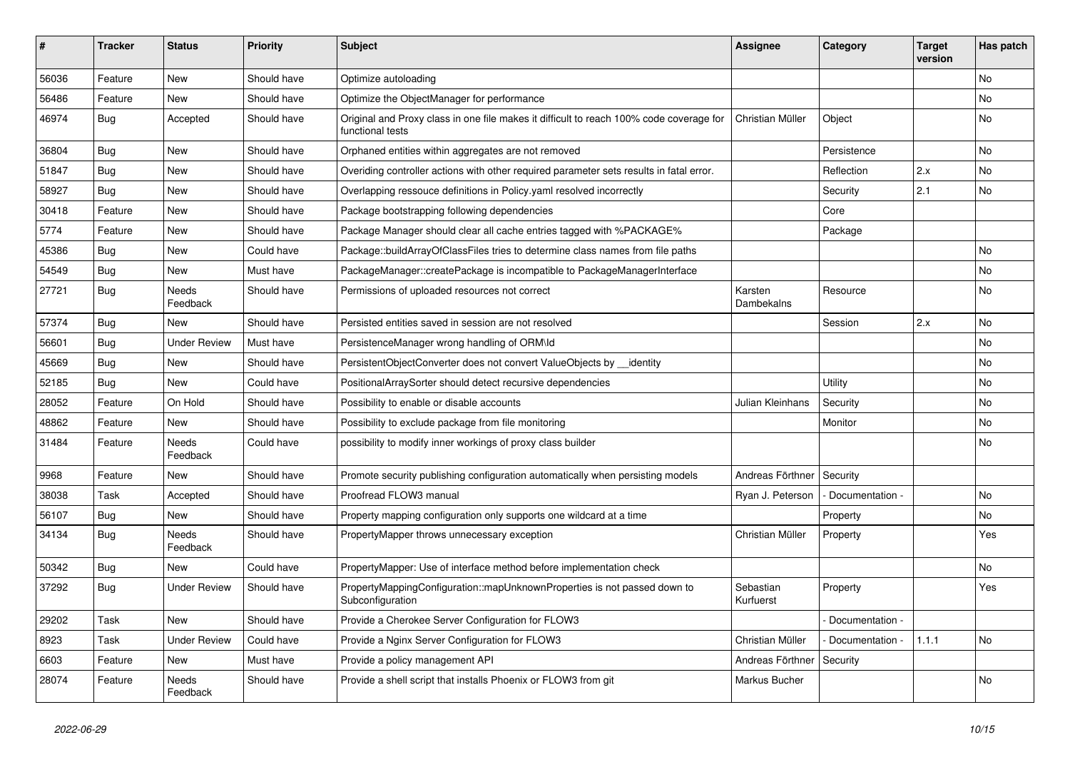| # | Tracker | Status | Priority | Subject | Assignee | Category | Target version | Has patch |
|---|---|---|---|---|---|---|---|---|
| 56036 | Feature | New | Should have | Optimize autoloading | | | | No |
| 56486 | Feature | New | Should have | Optimize the ObjectManager for performance | | | | No |
| 46974 | Bug | Accepted | Should have | Original and Proxy class in one file makes it difficult to reach 100% code coverage for functional tests | Christian Müller | Object | | No |
| 36804 | Bug | New | Should have | Orphaned entities within aggregates are not removed | | Persistence | | No |
| 51847 | Bug | New | Should have | Overiding controller actions with other required parameter sets results in fatal error. | | Reflection | 2.x | No |
| 58927 | Bug | New | Should have | Overlapping ressouce definitions in Policy.yaml resolved incorrectly | | Security | 2.1 | No |
| 30418 | Feature | New | Should have | Package bootstrapping following dependencies | | Core | | |
| 5774 | Feature | New | Should have | Package Manager should clear all cache entries tagged with %PACKAGE% | | Package | | |
| 45386 | Bug | New | Could have | Package::buildArrayOfClassFiles tries to determine class names from file paths | | | | No |
| 54549 | Bug | New | Must have | PackageManager::createPackage is incompatible to PackageManagerInterface | | | | No |
| 27721 | Bug | Needs Feedback | Should have | Permissions of uploaded resources not correct | Karsten Dambekalns | Resource | | No |
| 57374 | Bug | New | Should have | Persisted entities saved in session are not resolved | | Session | 2.x | No |
| 56601 | Bug | Under Review | Must have | PersistenceManager wrong handling of ORM\Id | | | | No |
| 45669 | Bug | New | Should have | PersistentObjectConverter does not convert ValueObjects by __identity | | | | No |
| 52185 | Bug | New | Could have | PositionalArraySorter should detect recursive dependencies | | Utility | | No |
| 28052 | Feature | On Hold | Should have | Possibility to enable or disable accounts | Julian Kleinhans | Security | | No |
| 48862 | Feature | New | Should have | Possibility to exclude package from file monitoring | | Monitor | | No |
| 31484 | Feature | Needs Feedback | Could have | possibility to modify inner workings of proxy class builder | | | | No |
| 9968 | Feature | New | Should have | Promote security publishing configuration automatically when persisting models | Andreas Förthner | Security | | |
| 38038 | Task | Accepted | Should have | Proofread FLOW3 manual | Ryan J. Peterson | - Documentation - | | No |
| 56107 | Bug | New | Should have | Property mapping configuration only supports one wildcard at a time | | Property | | No |
| 34134 | Bug | Needs Feedback | Should have | PropertyMapper throws unnecessary exception | Christian Müller | Property | | Yes |
| 50342 | Bug | New | Could have | PropertyMapper: Use of interface method before implementation check | | | | No |
| 37292 | Bug | Under Review | Should have | PropertyMappingConfiguration::mapUnknownProperties is not passed down to Subconfiguration | Sebastian Kurfuerst | Property | | Yes |
| 29202 | Task | New | Should have | Provide a Cherokee Server Configuration for FLOW3 | | - Documentation - | | |
| 8923 | Task | Under Review | Could have | Provide a Nginx Server Configuration for FLOW3 | Christian Müller | - Documentation - | 1.1.1 | No |
| 6603 | Feature | New | Must have | Provide a policy management API | Andreas Förthner | Security | | |
| 28074 | Feature | Needs Feedback | Should have | Provide a shell script that installs Phoenix or FLOW3 from git | Markus Bucher | | | No |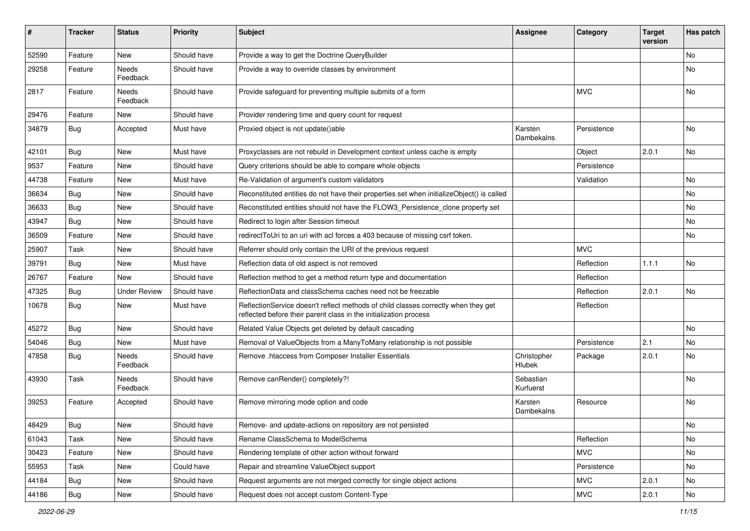| # | Tracker | Status | Priority | Subject | Assignee | Category | Target version | Has patch |
|---|---|---|---|---|---|---|---|---|
| 52590 | Feature | New | Should have | Provide a way to get the Doctrine QueryBuilder | | | | No |
| 29258 | Feature | Needs Feedback | Should have | Provide a way to override classes by environment | | | | No |
| 2817 | Feature | Needs Feedback | Should have | Provide safeguard for preventing multiple submits of a form | | MVC | | No |
| 29476 | Feature | New | Should have | Provider rendering time and query count for request | | | | |
| 34879 | Bug | Accepted | Must have | Proxied object is not update()able | Karsten Dambekalns | Persistence | | No |
| 42101 | Bug | New | Must have | Proxyclasses are not rebuild in Development context unless cache is empty | | Object | 2.0.1 | No |
| 9537 | Feature | New | Should have | Query criterions should be able to compare whole objects | | Persistence | | |
| 44738 | Feature | New | Must have | Re-Validation of argument's custom validators | | Validation | | No |
| 36634 | Bug | New | Should have | Reconstituted entities do not have their properties set when initializeObject() is called | | | | No |
| 36633 | Bug | New | Should have | Reconstituted entities should not have the FLOW3_Persistence_clone property set | | | | No |
| 43947 | Bug | New | Should have | Redirect to login after Session timeout | | | | No |
| 36509 | Feature | New | Should have | redirectToUri to an uri with acl forces a 403 because of missing csrf token. | | | | No |
| 25907 | Task | New | Should have | Referrer should only contain the URI of the previous request | | MVC | | |
| 39791 | Bug | New | Must have | Reflection data of old aspect is not removed | | Reflection | 1.1.1 | No |
| 26767 | Feature | New | Should have | Reflection method to get a method return type and documentation | | Reflection | | |
| 47325 | Bug | Under Review | Should have | ReflectionData and classSchema caches need not be freezable | | Reflection | 2.0.1 | No |
| 10678 | Bug | New | Must have | ReflectionService doesn't reflect methods of child classes correctly when they get reflected before their parent class in the initialization process | | Reflection | | |
| 45272 | Bug | New | Should have | Related Value Objects get deleted by default cascading | | | | No |
| 54046 | Bug | New | Must have | Removal of ValueObjects from a ManyToMany relationship is not possible | | Persistence | 2.1 | No |
| 47858 | Bug | Needs Feedback | Should have | Remove .htaccess from Composer Installer Essentials | Christopher Hlubek | Package | 2.0.1 | No |
| 43930 | Task | Needs Feedback | Should have | Remove canRender() completely?! | Sebastian Kurfuerst | | | No |
| 39253 | Feature | Accepted | Should have | Remove mirroring mode option and code | Karsten Dambekalns | Resource | | No |
| 48429 | Bug | New | Should have | Remove- and update-actions on repository are not persisted | | | | No |
| 61043 | Task | New | Should have | Rename ClassSchema to ModelSchema | | Reflection | | No |
| 30423 | Feature | New | Should have | Rendering template of other action without forward | | MVC | | No |
| 55953 | Task | New | Could have | Repair and streamline ValueObject support | | Persistence | | No |
| 44184 | Bug | New | Should have | Request arguments are not merged correctly for single object actions | | MVC | 2.0.1 | No |
| 44186 | Bug | New | Should have | Request does not accept custom Content-Type | | MVC | 2.0.1 | No |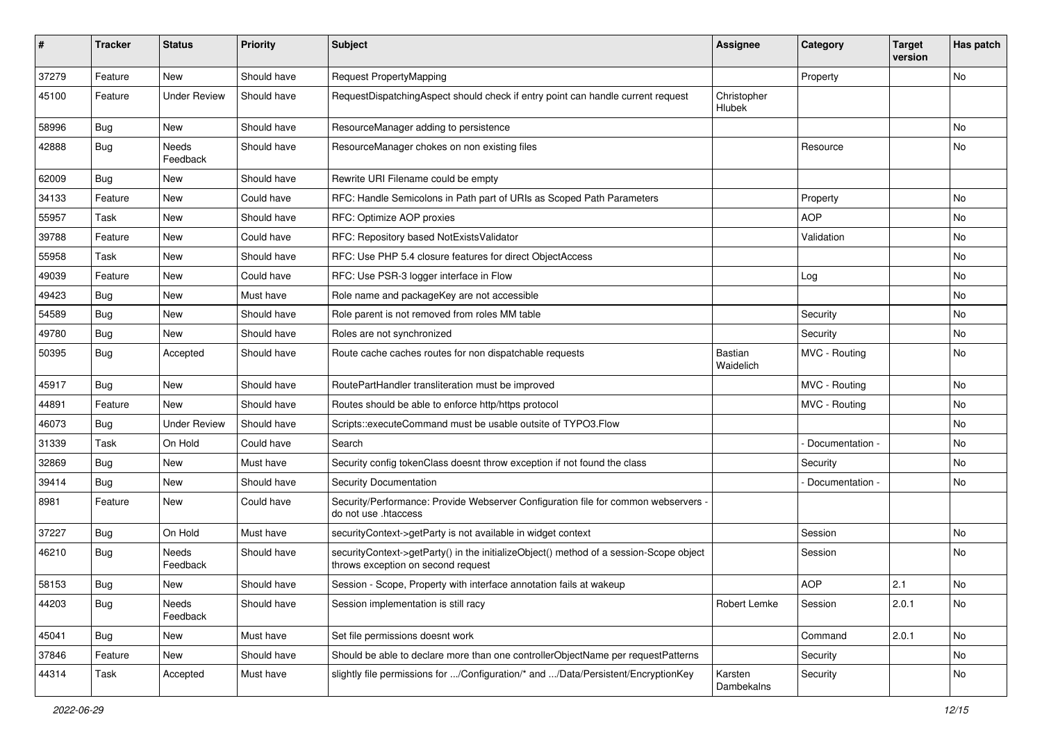| # | Tracker | Status | Priority | Subject | Assignee | Category | Target version | Has patch |
|---|---|---|---|---|---|---|---|---|
| 37279 | Feature | New | Should have | Request PropertyMapping | | Property | | No |
| 45100 | Feature | Under Review | Should have | RequestDispatchingAspect should check if entry point can handle current request | Christopher Hlubek | | | |
| 58996 | Bug | New | Should have | ResourceManager adding to persistence | | | | No |
| 42888 | Bug | Needs Feedback | Should have | ResourceManager chokes on non existing files | | Resource | | No |
| 62009 | Bug | New | Should have | Rewrite URI Filename could be empty | | | | |
| 34133 | Feature | New | Could have | RFC: Handle Semicolons in Path part of URIs as Scoped Path Parameters | | Property | | No |
| 55957 | Task | New | Should have | RFC: Optimize AOP proxies | | AOP | | No |
| 39788 | Feature | New | Could have | RFC: Repository based NotExistsValidator | | Validation | | No |
| 55958 | Task | New | Should have | RFC: Use PHP 5.4 closure features for direct ObjectAccess | | | | No |
| 49039 | Feature | New | Could have | RFC: Use PSR-3 logger interface in Flow | | Log | | No |
| 49423 | Bug | New | Must have | Role name and packageKey are not accessible | | | | No |
| 54589 | Bug | New | Should have | Role parent is not removed from roles MM table | | Security | | No |
| 49780 | Bug | New | Should have | Roles are not synchronized | | Security | | No |
| 50395 | Bug | Accepted | Should have | Route cache caches routes for non dispatchable requests | Bastian Waidelich | MVC - Routing | | No |
| 45917 | Bug | New | Should have | RoutePartHandler transliteration must be improved | | MVC - Routing | | No |
| 44891 | Feature | New | Should have | Routes should be able to enforce http/https protocol | | MVC - Routing | | No |
| 46073 | Bug | Under Review | Should have | Scripts::executeCommand must be usable outsite of TYPO3.Flow | | | | No |
| 31339 | Task | On Hold | Could have | Search | | - Documentation - | | No |
| 32869 | Bug | New | Must have | Security config tokenClass doesnt throw exception if not found the class | | Security | | No |
| 39414 | Bug | New | Should have | Security Documentation | | - Documentation - | | No |
| 8981 | Feature | New | Could have | Security/Performance: Provide Webserver Configuration file for common webservers - do not use .htaccess | | | | |
| 37227 | Bug | On Hold | Must have | securityContext->getParty is not available in widget context | | Session | | No |
| 46210 | Bug | Needs Feedback | Should have | securityContext->getParty() in the initializeObject() method of a session-Scope object throws exception on second request | | Session | | No |
| 58153 | Bug | New | Should have | Session - Scope, Property with interface annotation fails at wakeup | | AOP | 2.1 | No |
| 44203 | Bug | Needs Feedback | Should have | Session implementation is still racy | Robert Lemke | Session | 2.0.1 | No |
| 45041 | Bug | New | Must have | Set file permissions doesnt work | | Command | 2.0.1 | No |
| 37846 | Feature | New | Should have | Should be able to declare more than one controllerObjectName per requestPatterns | | Security | | No |
| 44314 | Task | Accepted | Must have | slightly file permissions for .../Configuration/* and .../Data/Persistent/EncryptionKey | Karsten Dambekalns | Security | | No |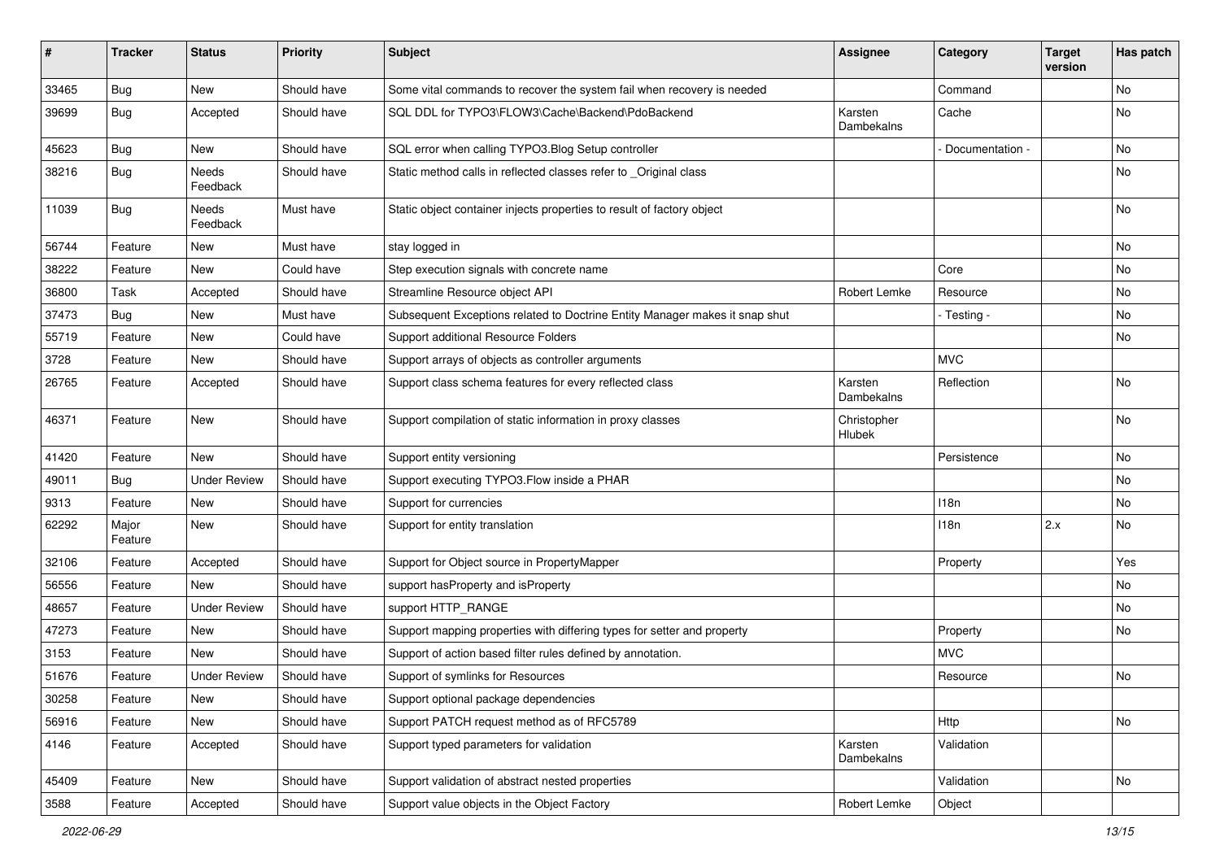| # | Tracker | Status | Priority | Subject | Assignee | Category | Target version | Has patch |
|---|---|---|---|---|---|---|---|---|
| 33465 | Bug | New | Should have | Some vital commands to recover the system fail when recovery is needed | | Command | | No |
| 39699 | Bug | Accepted | Should have | SQL DDL for TYPO3\FLOW3\Cache\Backend\PdoBackend | Karsten Dambekalns | Cache | | No |
| 45623 | Bug | New | Should have | SQL error when calling TYPO3.Blog Setup controller | | - Documentation - | | No |
| 38216 | Bug | Needs Feedback | Should have | Static method calls in reflected classes refer to _Original class | | | | No |
| 11039 | Bug | Needs Feedback | Must have | Static object container injects properties to result of factory object | | | | No |
| 56744 | Feature | New | Must have | stay logged in | | | | No |
| 38222 | Feature | New | Could have | Step execution signals with concrete name | | Core | | No |
| 36800 | Task | Accepted | Should have | Streamline Resource object API | Robert Lemke | Resource | | No |
| 37473 | Bug | New | Must have | Subsequent Exceptions related to Doctrine Entity Manager makes it snap shut | | - Testing - | | No |
| 55719 | Feature | New | Could have | Support additional Resource Folders | | | | No |
| 3728 | Feature | New | Should have | Support arrays of objects as controller arguments | | MVC | | |
| 26765 | Feature | Accepted | Should have | Support class schema features for every reflected class | Karsten Dambekalns | Reflection | | No |
| 46371 | Feature | New | Should have | Support compilation of static information in proxy classes | Christopher Hlubek | | | No |
| 41420 | Feature | New | Should have | Support entity versioning | | Persistence | | No |
| 49011 | Bug | Under Review | Should have | Support executing TYPO3.Flow inside a PHAR | | | | No |
| 9313 | Feature | New | Should have | Support for currencies | | I18n | | No |
| 62292 | Major Feature | New | Should have | Support for entity translation | | I18n | 2.x | No |
| 32106 | Feature | Accepted | Should have | Support for Object source in PropertyMapper | | Property | | Yes |
| 56556 | Feature | New | Should have | support hasProperty and isProperty | | | | No |
| 48657 | Feature | Under Review | Should have | support HTTP_RANGE | | | | No |
| 47273 | Feature | New | Should have | Support mapping properties with differing types for setter and property | | Property | | No |
| 3153 | Feature | New | Should have | Support of action based filter rules defined by annotation. | | MVC | | |
| 51676 | Feature | Under Review | Should have | Support of symlinks for Resources | | Resource | | No |
| 30258 | Feature | New | Should have | Support optional package dependencies | | | | |
| 56916 | Feature | New | Should have | Support PATCH request method as of RFC5789 | | Http | | No |
| 4146 | Feature | Accepted | Should have | Support typed parameters for validation | Karsten Dambekalns | Validation | | |
| 45409 | Feature | New | Should have | Support validation of abstract nested properties | | Validation | | No |
| 3588 | Feature | Accepted | Should have | Support value objects in the Object Factory | Robert Lemke | Object | | |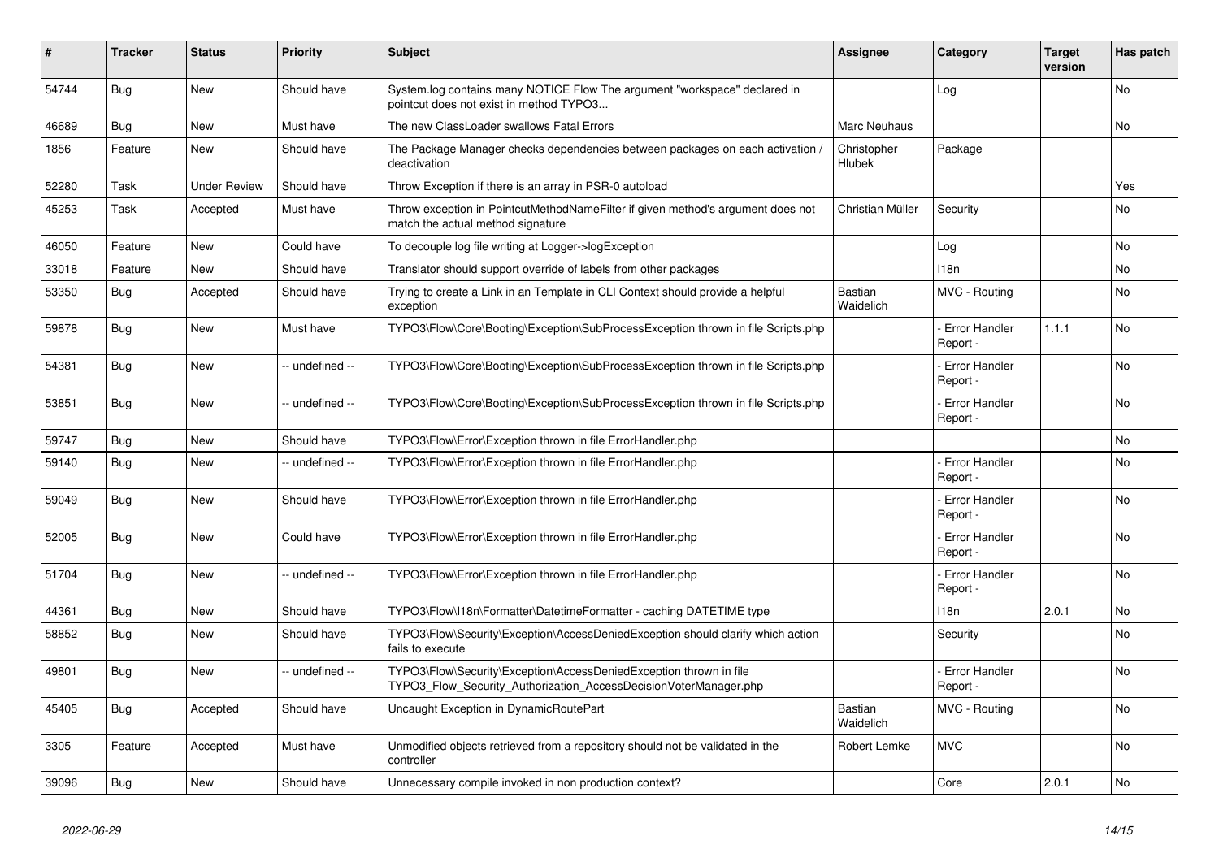| # | Tracker | Status | Priority | Subject | Assignee | Category | Target version | Has patch |
|---|---|---|---|---|---|---|---|---|
| 54744 | Bug | New | Should have | System.log contains many NOTICE Flow The argument "workspace" declared in pointcut does not exist in method TYPO3... | | Log | | No |
| 46689 | Bug | New | Must have | The new ClassLoader swallows Fatal Errors | Marc Neuhaus | | | No |
| 1856 | Feature | New | Should have | The Package Manager checks dependencies between packages on each activation / deactivation | Christopher Hlubek | Package | | |
| 52280 | Task | Under Review | Should have | Throw Exception if there is an array in PSR-0 autoload | | | | Yes |
| 45253 | Task | Accepted | Must have | Throw exception in PointcutMethodNameFilter if given method's argument does not match the actual method signature | Christian Müller | Security | | No |
| 46050 | Feature | New | Could have | To decouple log file writing at Logger->logException | | Log | | No |
| 33018 | Feature | New | Should have | Translator should support override of labels from other packages | | I18n | | No |
| 53350 | Bug | Accepted | Should have | Trying to create a Link in an Template in CLI Context should provide a helpful exception | Bastian Waidelich | MVC - Routing | | No |
| 59878 | Bug | New | Must have | TYPO3\Flow\Core\Booting\Exception\SubProcessException thrown in file Scripts.php | | - Error Handler Report - | 1.1.1 | No |
| 54381 | Bug | New | -- undefined -- | TYPO3\Flow\Core\Booting\Exception\SubProcessException thrown in file Scripts.php | | - Error Handler Report - | | No |
| 53851 | Bug | New | -- undefined -- | TYPO3\Flow\Core\Booting\Exception\SubProcessException thrown in file Scripts.php | | - Error Handler Report - | | No |
| 59747 | Bug | New | Should have | TYPO3\Flow\Error\Exception thrown in file ErrorHandler.php | | | | No |
| 59140 | Bug | New | -- undefined -- | TYPO3\Flow\Error\Exception thrown in file ErrorHandler.php | | - Error Handler Report - | | No |
| 59049 | Bug | New | Should have | TYPO3\Flow\Error\Exception thrown in file ErrorHandler.php | | - Error Handler Report - | | No |
| 52005 | Bug | New | Could have | TYPO3\Flow\Error\Exception thrown in file ErrorHandler.php | | - Error Handler Report - | | No |
| 51704 | Bug | New | -- undefined -- | TYPO3\Flow\Error\Exception thrown in file ErrorHandler.php | | - Error Handler Report - | | No |
| 44361 | Bug | New | Should have | TYPO3\Flow\I18n\Formatter\DatetimeFormatter - caching DATETIME type | | I18n | 2.0.1 | No |
| 58852 | Bug | New | Should have | TYPO3\Flow\Security\Exception\AccessDeniedException should clarify which action fails to execute | | Security | | No |
| 49801 | Bug | New | -- undefined -- | TYPO3\Flow\Security\Exception\AccessDeniedException thrown in file TYPO3_Flow_Security_Authorization_AccessDecisionVoterManager.php | | - Error Handler Report - | | No |
| 45405 | Bug | Accepted | Should have | Uncaught Exception in DynamicRoutePart | Bastian Waidelich | MVC - Routing | | No |
| 3305 | Feature | Accepted | Must have | Unmodified objects retrieved from a repository should not be validated in the controller | Robert Lemke | MVC | | No |
| 39096 | Bug | New | Should have | Unnecessary compile invoked in non production context? | | Core | 2.0.1 | No |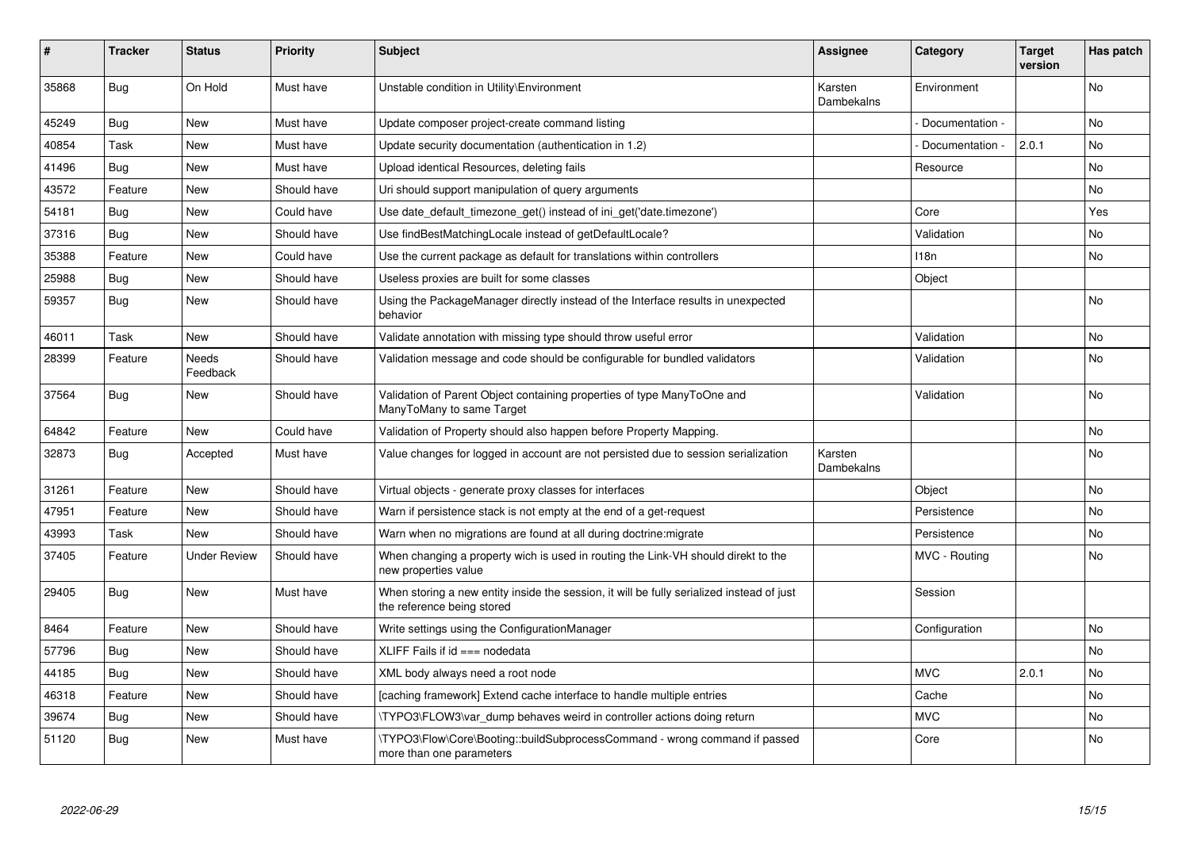| # | Tracker | Status | Priority | Subject | Assignee | Category | Target version | Has patch |
|---|---|---|---|---|---|---|---|---|
| 35868 | Bug | On Hold | Must have | Unstable condition in Utility\Environment | Karsten Dambekalns | Environment | | No |
| 45249 | Bug | New | Must have | Update composer project-create command listing | | - Documentation - | | No |
| 40854 | Task | New | Must have | Update security documentation (authentication in 1.2) | | - Documentation - | 2.0.1 | No |
| 41496 | Bug | New | Must have | Upload identical Resources, deleting fails | | Resource | | No |
| 43572 | Feature | New | Should have | Uri should support manipulation of query arguments | | | | No |
| 54181 | Bug | New | Could have | Use date_default_timezone_get() instead of ini_get('date.timezone') | | Core | | Yes |
| 37316 | Bug | New | Should have | Use findBestMatchingLocale instead of getDefaultLocale? | | Validation | | No |
| 35388 | Feature | New | Could have | Use the current package as default for translations within controllers | | I18n | | No |
| 25988 | Bug | New | Should have | Useless proxies are built for some classes | | Object | | |
| 59357 | Bug | New | Should have | Using the PackageManager directly instead of the Interface results in unexpected behavior | | | | No |
| 46011 | Task | New | Should have | Validate annotation with missing type should throw useful error | | Validation | | No |
| 28399 | Feature | Needs Feedback | Should have | Validation message and code should be configurable for bundled validators | | Validation | | No |
| 37564 | Bug | New | Should have | Validation of Parent Object containing properties of type ManyToOne and ManyToMany to same Target | | Validation | | No |
| 64842 | Feature | New | Could have | Validation of Property should also happen before Property Mapping. | | | | No |
| 32873 | Bug | Accepted | Must have | Value changes for logged in account are not persisted due to session serialization | Karsten Dambekalns | | | No |
| 31261 | Feature | New | Should have | Virtual objects - generate proxy classes for interfaces | | Object | | No |
| 47951 | Feature | New | Should have | Warn if persistence stack is not empty at the end of a get-request | | Persistence | | No |
| 43993 | Task | New | Should have | Warn when no migrations are found at all during doctrine:migrate | | Persistence | | No |
| 37405 | Feature | Under Review | Should have | When changing a property wich is used in routing the Link-VH should direkt to the new properties value | | MVC - Routing | | No |
| 29405 | Bug | New | Must have | When storing a new entity inside the session, it will be fully serialized instead of just the reference being stored | | Session | | |
| 8464 | Feature | New | Should have | Write settings using the ConfigurationManager | | Configuration | | No |
| 57796 | Bug | New | Should have | XLIFF Fails if id === nodedata | | | | No |
| 44185 | Bug | New | Should have | XML body always need a root node | | MVC | 2.0.1 | No |
| 46318 | Feature | New | Should have | [caching framework] Extend cache interface to handle multiple entries | | Cache | | No |
| 39674 | Bug | New | Should have | \TYPO3\FLOW3\var_dump behaves weird in controller actions doing return | | MVC | | No |
| 51120 | Bug | New | Must have | \TYPO3\Flow\Core\Booting::buildSubprocessCommand - wrong command if passed more than one parameters | | Core | | No |